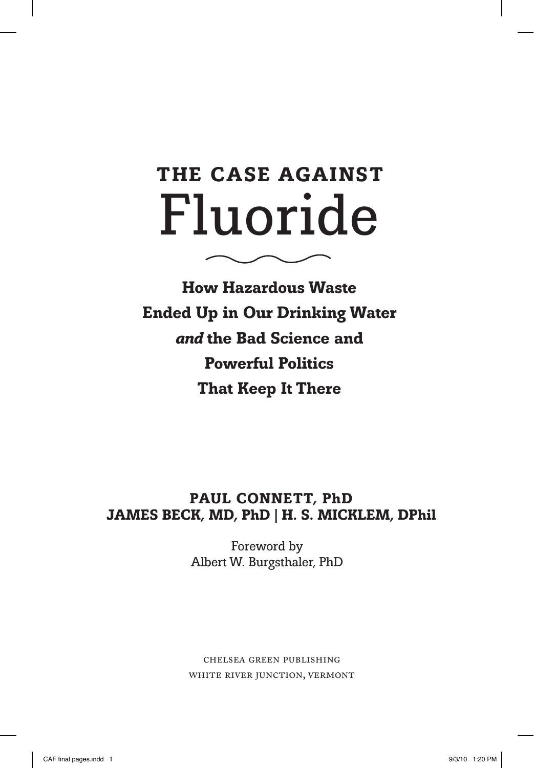# THE CASE AGAINST Fluoride

**How Hazardous Waste Ended Up in Our Drinking Water *and* the Bad Science and Powerful Politics That Keep It There**

**PAUL CONNETT, PhD**
**JAMES BECK, MD, PhD | H. S. MICKLEM, DPhil**

Foreword by
Albert W. Burgsthaler, PhD

CHELSEA GREEN PUBLISHING
WHITE RIVER JUNCTION, VERMONT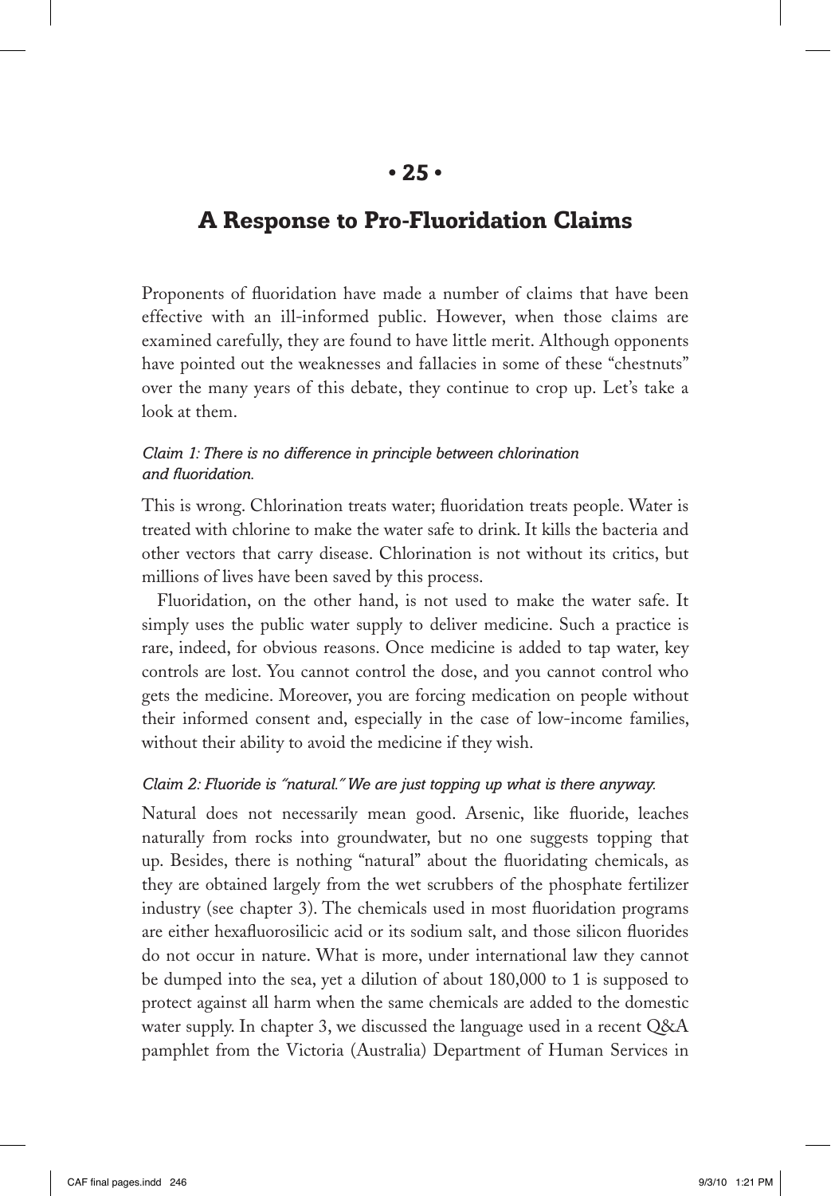# • 25 •

## A Response to Pro-Fluoridation Claims

Proponents of fluoridation have made a number of claims that have been effective with an ill-informed public. However, when those claims are examined carefully, they are found to have little merit. Although opponents have pointed out the weaknesses and fallacies in some of these "chestnuts" over the many years of this debate, they continue to crop up. Let's take a look at them.

### *Claim 1: There is no difference in principle between chlorination and fluoridation.*

This is wrong. Chlorination treats water; fluoridation treats people. Water is treated with chlorine to make the water safe to drink. It kills the bacteria and other vectors that carry disease. Chlorination is not without its critics, but millions of lives have been saved by this process.

Fluoridation, on the other hand, is not used to make the water safe. It simply uses the public water supply to deliver medicine. Such a practice is rare, indeed, for obvious reasons. Once medicine is added to tap water, key controls are lost. You cannot control the dose, and you cannot control who gets the medicine. Moreover, you are forcing medication on people without their informed consent and, especially in the case of low-income families, without their ability to avoid the medicine if they wish.

### *Claim 2: Fluoride is "natural." We are just topping up what is there anyway.*

Natural does not necessarily mean good. Arsenic, like fluoride, leaches naturally from rocks into groundwater, but no one suggests topping that up. Besides, there is nothing "natural" about the fluoridating chemicals, as they are obtained largely from the wet scrubbers of the phosphate fertilizer industry (see chapter 3). The chemicals used in most fluoridation programs are either hexafluorosilicic acid or its sodium salt, and those silicon fluorides do not occur in nature. What is more, under international law they cannot be dumped into the sea, yet a dilution of about 180,000 to 1 is supposed to protect against all harm when the same chemicals are added to the domestic water supply. In chapter 3, we discussed the language used in a recent Q&A pamphlet from the Victoria (Australia) Department of Human Services in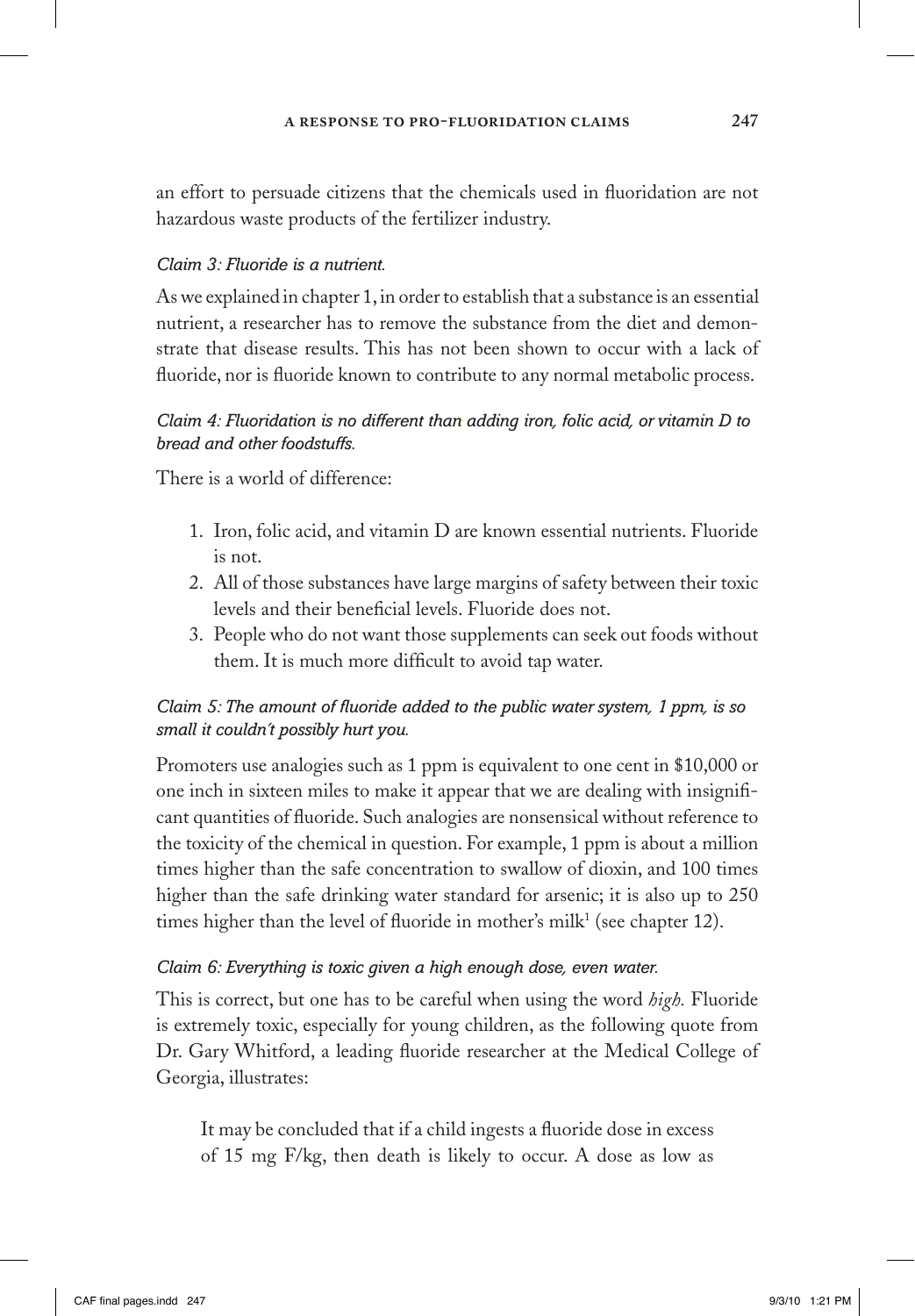an effort to persuade citizens that the chemicals used in fluoridation are not hazardous waste products of the fertilizer industry.

### *Claim 3: Fluoride is a nutrient.*

As we explained in chapter 1, in order to establish that a substance is an essential nutrient, a researcher has to remove the substance from the diet and demonstrate that disease results. This has not been shown to occur with a lack of fluoride, nor is fluoride known to contribute to any normal metabolic process.

### *Claim 4: Fluoridation is no different than adding iron, folic acid, or vitamin D to bread and other foodstuffs.*

There is a world of difference:

1. Iron, folic acid, and vitamin D are known essential nutrients. Fluoride is not.
2. All of those substances have large margins of safety between their toxic levels and their beneficial levels. Fluoride does not.
3. People who do not want those supplements can seek out foods without them. It is much more difficult to avoid tap water.

### *Claim 5: The amount of fluoride added to the public water system, 1 ppm, is so small it couldn't possibly hurt you.*

Promoters use analogies such as 1 ppm is equivalent to one cent in $10,000 or one inch in sixteen miles to make it appear that we are dealing with insignificant quantities of fluoride. Such analogies are nonsensical without reference to the toxicity of the chemical in question. For example, 1 ppm is about a million times higher than the safe concentration to swallow of dioxin, and 100 times higher than the safe drinking water standard for arsenic; it is also up to 250 times higher than the level of fluoride in mother's milk[1] (see chapter 12).

### *Claim 6: Everything is toxic given a high enough dose, even water.*

This is correct, but one has to be careful when using the word *high.* Fluoride is extremely toxic, especially for young children, as the following quote from Dr. Gary Whitford, a leading fluoride researcher at the Medical College of Georgia, illustrates:

> It may be concluded that if a child ingests a fluoride dose in excess of 15 mg F/kg, then death is likely to occur. A dose as low as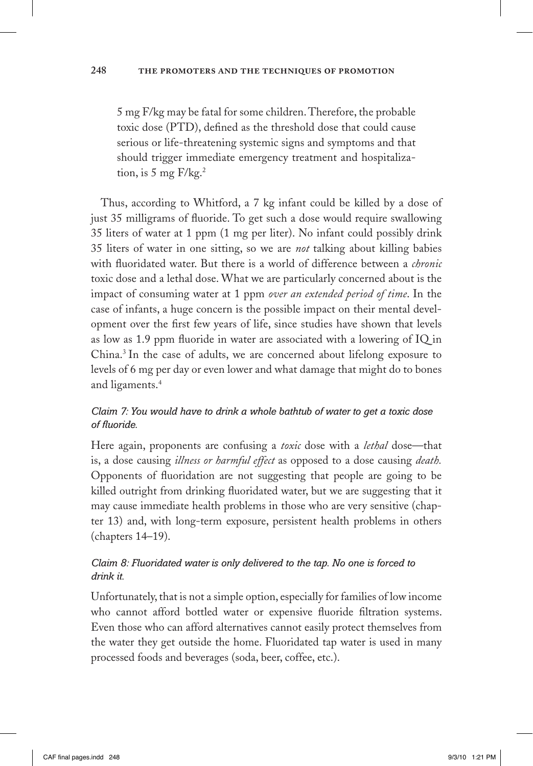> 5 mg F/kg may be fatal for some children. Therefore, the probable toxic dose (PTD), defined as the threshold dose that could cause serious or life-threatening systemic signs and symptoms and that should trigger immediate emergency treatment and hospitalization, is 5 mg F/kg.[2]

Thus, according to Whitford, a 7 kg infant could be killed by a dose of just 35 milligrams of fluoride. To get such a dose would require swallowing 35 liters of water at 1 ppm (1 mg per liter). No infant could possibly drink 35 liters of water in one sitting, so we are *not* talking about killing babies with fluoridated water. But there is a world of difference between a *chronic* toxic dose and a lethal dose. What we are particularly concerned about is the impact of consuming water at 1 ppm *over an extended period of time*. In the case of infants, a huge concern is the possible impact on their mental development over the first few years of life, since studies have shown that levels as low as 1.9 ppm fluoride in water are associated with a lowering of IQ in China.[3] In the case of adults, we are concerned about lifelong exposure to levels of 6 mg per day or even lower and what damage that might do to bones and ligaments.[4]

### *Claim 7: You would have to drink a whole bathtub of water to get a toxic dose of fluoride.*

Here again, proponents are confusing a *toxic* dose with a *lethal* dose—that is, a dose causing *illness or harmful effect* as opposed to a dose causing *death.* Opponents of fluoridation are not suggesting that people are going to be killed outright from drinking fluoridated water, but we are suggesting that it may cause immediate health problems in those who are very sensitive (chapter 13) and, with long-term exposure, persistent health problems in others (chapters 14–19).

### *Claim 8: Fluoridated water is only delivered to the tap. No one is forced to drink it.*

Unfortunately, that is not a simple option, especially for families of low income who cannot afford bottled water or expensive fluoride filtration systems. Even those who can afford alternatives cannot easily protect themselves from the water they get outside the home. Fluoridated tap water is used in many processed foods and beverages (soda, beer, coffee, etc.).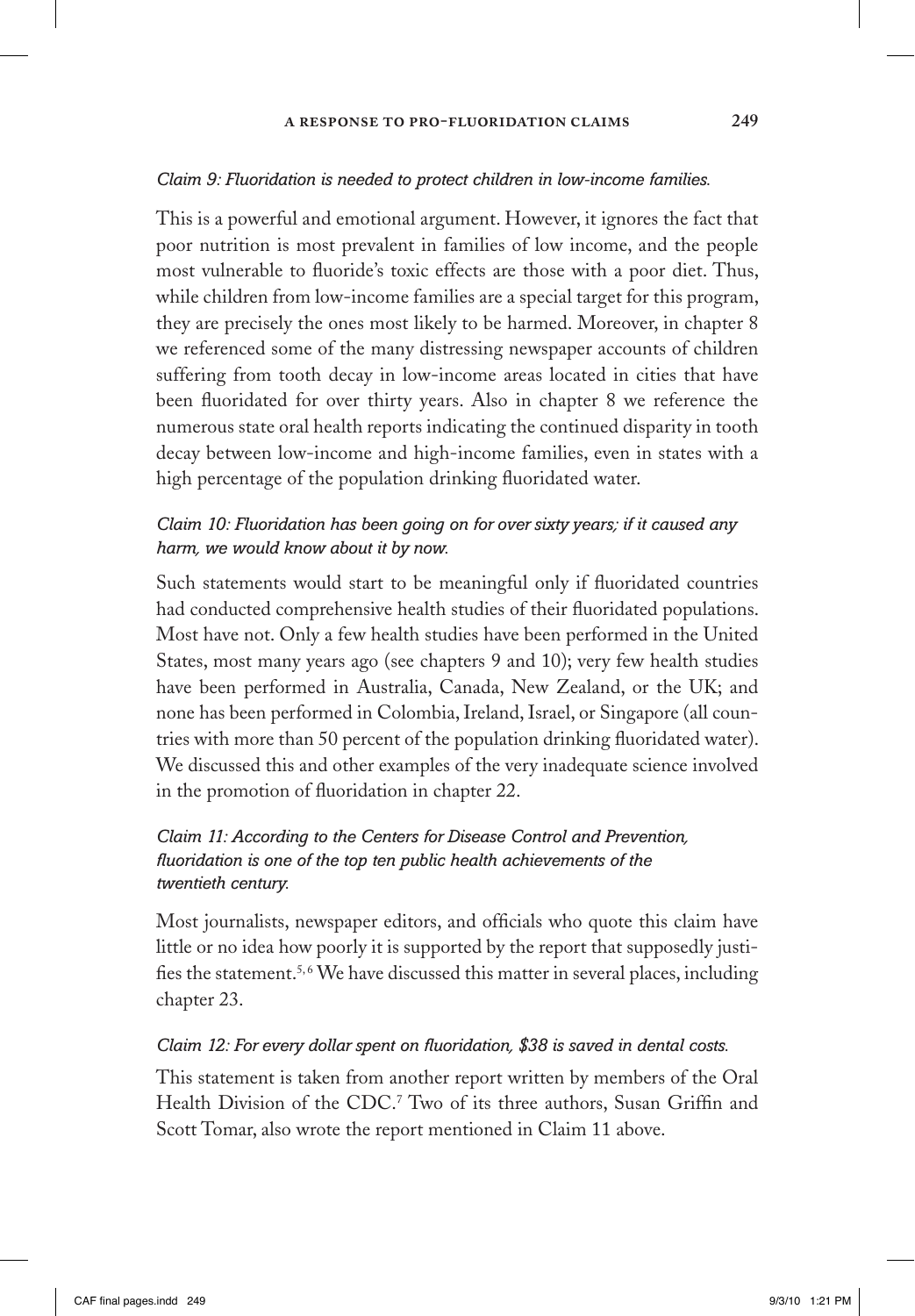*Claim 9: Fluoridation is needed to protect children in low-income families.*

This is a powerful and emotional argument. However, it ignores the fact that poor nutrition is most prevalent in families of low income, and the people most vulnerable to fluoride's toxic effects are those with a poor diet. Thus, while children from low-income families are a special target for this program, they are precisely the ones most likely to be harmed. Moreover, in chapter 8 we referenced some of the many distressing newspaper accounts of children suffering from tooth decay in low-income areas located in cities that have been fluoridated for over thirty years. Also in chapter 8 we reference the numerous state oral health reports indicating the continued disparity in tooth decay between low-income and high-income families, even in states with a high percentage of the population drinking fluoridated water.

*Claim 10: Fluoridation has been going on for over sixty years; if it caused any harm, we would know about it by now.*

Such statements would start to be meaningful only if fluoridated countries had conducted comprehensive health studies of their fluoridated populations. Most have not. Only a few health studies have been performed in the United States, most many years ago (see chapters 9 and 10); very few health studies have been performed in Australia, Canada, New Zealand, or the UK; and none has been performed in Colombia, Ireland, Israel, or Singapore (all countries with more than 50 percent of the population drinking fluoridated water). We discussed this and other examples of the very inadequate science involved in the promotion of fluoridation in chapter 22.

*Claim 11: According to the Centers for Disease Control and Prevention, fluoridation is one of the top ten public health achievements of the twentieth century.*

Most journalists, newspaper editors, and officials who quote this claim have little or no idea how poorly it is supported by the report that supposedly justifies the statement.[5,6] We have discussed this matter in several places, including chapter 23.

*Claim 12: For every dollar spent on fluoridation, $38 is saved in dental costs.*

This statement is taken from another report written by members of the Oral Health Division of the CDC.[7] Two of its three authors, Susan Griffin and Scott Tomar, also wrote the report mentioned in Claim 11 above.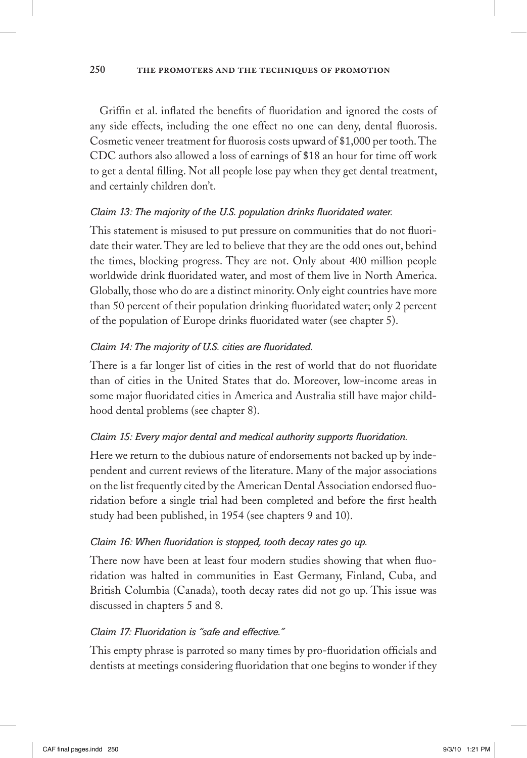Griffin et al. inflated the benefits of fluoridation and ignored the costs of any side effects, including the one effect no one can deny, dental fluorosis. Cosmetic veneer treatment for fluorosis costs upward of $1,000 per tooth. The CDC authors also allowed a loss of earnings of $18 an hour for time off work to get a dental filling. Not all people lose pay when they get dental treatment, and certainly children don't.

### *Claim 13: The majority of the U.S. population drinks fluoridated water.*

This statement is misused to put pressure on communities that do not fluoridate their water. They are led to believe that they are the odd ones out, behind the times, blocking progress. They are not. Only about 400 million people worldwide drink fluoridated water, and most of them live in North America. Globally, those who do are a distinct minority. Only eight countries have more than 50 percent of their population drinking fluoridated water; only 2 percent of the population of Europe drinks fluoridated water (see chapter 5).

### *Claim 14: The majority of U.S. cities are fluoridated.*

There is a far longer list of cities in the rest of world that do not fluoridate than of cities in the United States that do. Moreover, low-income areas in some major fluoridated cities in America and Australia still have major childhood dental problems (see chapter 8).

### *Claim 15: Every major dental and medical authority supports fluoridation.*

Here we return to the dubious nature of endorsements not backed up by independent and current reviews of the literature. Many of the major associations on the list frequently cited by the American Dental Association endorsed fluoridation before a single trial had been completed and before the first health study had been published, in 1954 (see chapters 9 and 10).

### *Claim 16: When fluoridation is stopped, tooth decay rates go up.*

There now have been at least four modern studies showing that when fluoridation was halted in communities in East Germany, Finland, Cuba, and British Columbia (Canada), tooth decay rates did not go up. This issue was discussed in chapters 5 and 8.

### *Claim 17: Fluoridation is "safe and effective."*

This empty phrase is parroted so many times by pro-fluoridation officials and dentists at meetings considering fluoridation that one begins to wonder if they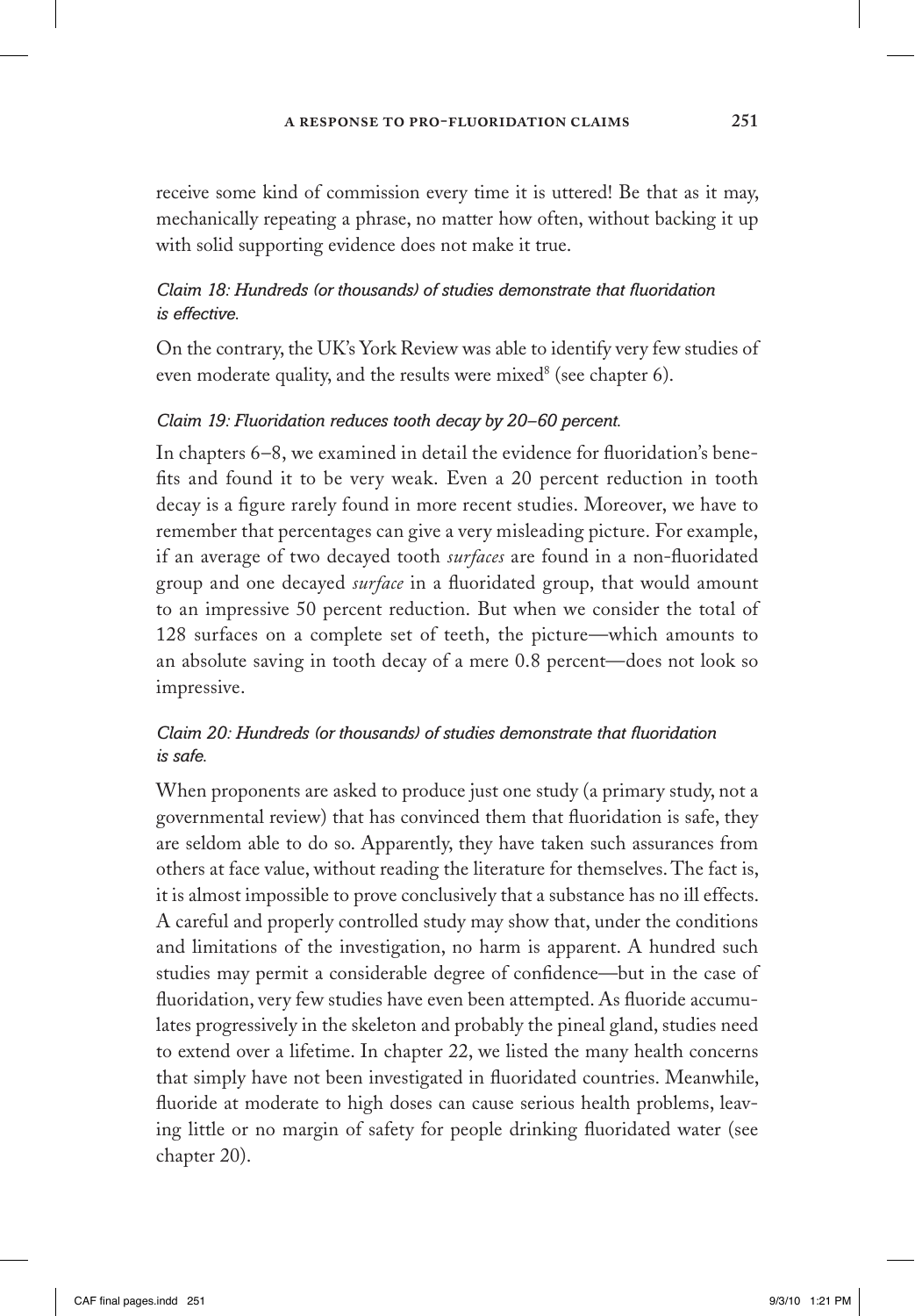receive some kind of commission every time it is uttered! Be that as it may, mechanically repeating a phrase, no matter how often, without backing it up with solid supporting evidence does not make it true.

*Claim 18: Hundreds (or thousands) of studies demonstrate that fluoridation is effective.*

On the contrary, the UK's York Review was able to identify very few studies of even moderate quality, and the results were mixed[8] (see chapter 6).

*Claim 19: Fluoridation reduces tooth decay by 20–60 percent.*

In chapters 6–8, we examined in detail the evidence for fluoridation's benefits and found it to be very weak. Even a 20 percent reduction in tooth decay is a figure rarely found in more recent studies. Moreover, we have to remember that percentages can give a very misleading picture. For example, if an average of two decayed tooth *surfaces* are found in a non-fluoridated group and one decayed *surface* in a fluoridated group, that would amount to an impressive 50 percent reduction. But when we consider the total of 128 surfaces on a complete set of teeth, the picture—which amounts to an absolute saving in tooth decay of a mere 0.8 percent—does not look so impressive.

*Claim 20: Hundreds (or thousands) of studies demonstrate that fluoridation is safe.*

When proponents are asked to produce just one study (a primary study, not a governmental review) that has convinced them that fluoridation is safe, they are seldom able to do so. Apparently, they have taken such assurances from others at face value, without reading the literature for themselves. The fact is, it is almost impossible to prove conclusively that a substance has no ill effects. A careful and properly controlled study may show that, under the conditions and limitations of the investigation, no harm is apparent. A hundred such studies may permit a considerable degree of confidence—but in the case of fluoridation, very few studies have even been attempted. As fluoride accumulates progressively in the skeleton and probably the pineal gland, studies need to extend over a lifetime. In chapter 22, we listed the many health concerns that simply have not been investigated in fluoridated countries. Meanwhile, fluoride at moderate to high doses can cause serious health problems, leaving little or no margin of safety for people drinking fluoridated water (see chapter 20).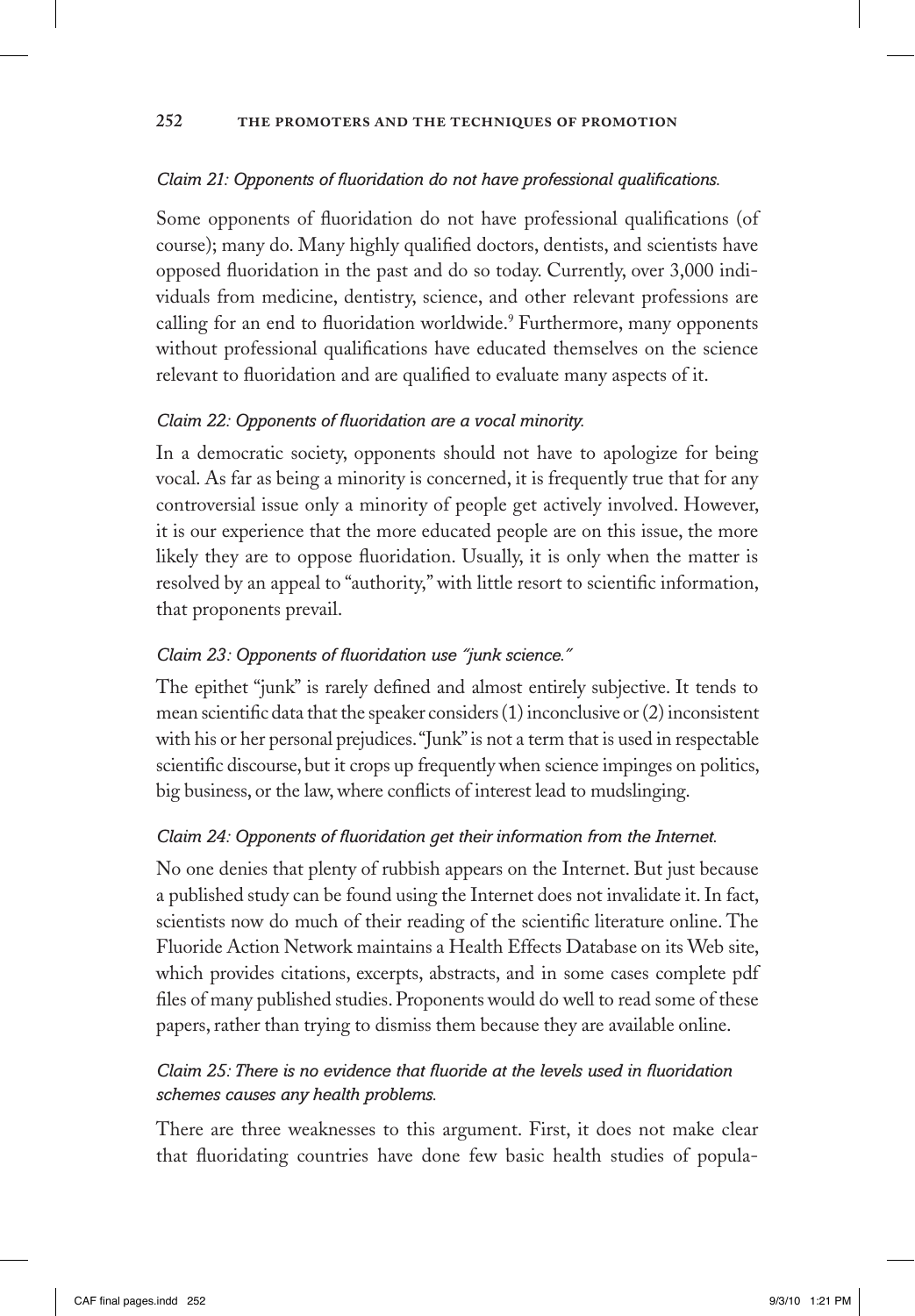*Claim 21: Opponents of fluoridation do not have professional qualifications.*

Some opponents of fluoridation do not have professional qualifications (of course); many do. Many highly qualified doctors, dentists, and scientists have opposed fluoridation in the past and do so today. Currently, over 3,000 individuals from medicine, dentistry, science, and other relevant professions are calling for an end to fluoridation worldwide.[9] Furthermore, many opponents without professional qualifications have educated themselves on the science relevant to fluoridation and are qualified to evaluate many aspects of it.

*Claim 22: Opponents of fluoridation are a vocal minority.*

In a democratic society, opponents should not have to apologize for being vocal. As far as being a minority is concerned, it is frequently true that for any controversial issue only a minority of people get actively involved. However, it is our experience that the more educated people are on this issue, the more likely they are to oppose fluoridation. Usually, it is only when the matter is resolved by an appeal to "authority," with little resort to scientific information, that proponents prevail.

*Claim 23: Opponents of fluoridation use "junk science."*

The epithet "junk" is rarely defined and almost entirely subjective. It tends to mean scientific data that the speaker considers (1) inconclusive or (2) inconsistent with his or her personal prejudices. "Junk" is not a term that is used in respectable scientific discourse, but it crops up frequently when science impinges on politics, big business, or the law, where conflicts of interest lead to mudslinging.

*Claim 24: Opponents of fluoridation get their information from the Internet.*

No one denies that plenty of rubbish appears on the Internet. But just because a published study can be found using the Internet does not invalidate it. In fact, scientists now do much of their reading of the scientific literature online. The Fluoride Action Network maintains a Health Effects Database on its Web site, which provides citations, excerpts, abstracts, and in some cases complete pdf files of many published studies. Proponents would do well to read some of these papers, rather than trying to dismiss them because they are available online.

*Claim 25: There is no evidence that fluoride at the levels used in fluoridation schemes causes any health problems.*

There are three weaknesses to this argument. First, it does not make clear that fluoridating countries have done few basic health studies of popula-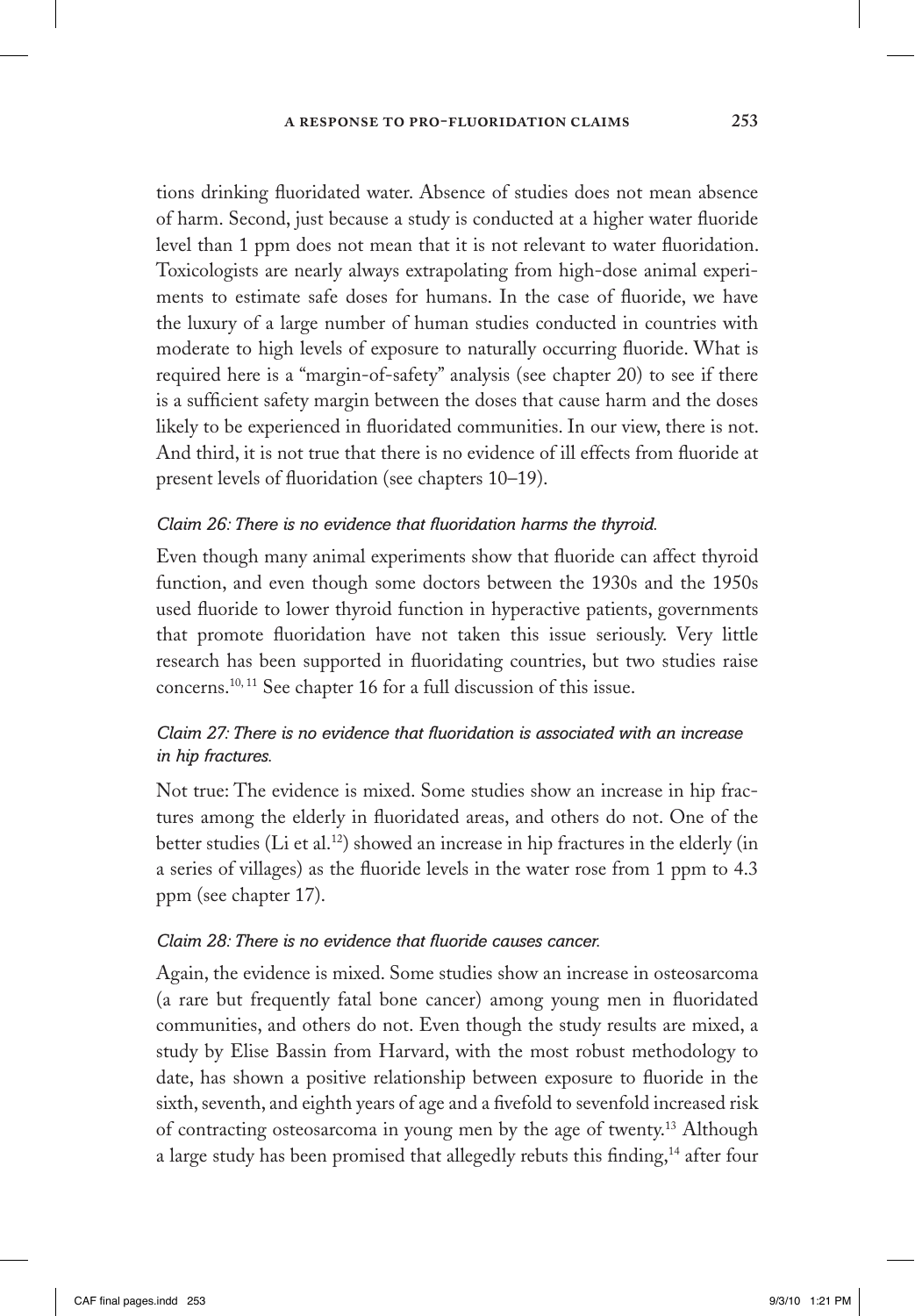tions drinking fluoridated water. Absence of studies does not mean absence of harm. Second, just because a study is conducted at a higher water fluoride level than 1 ppm does not mean that it is not relevant to water fluoridation. Toxicologists are nearly always extrapolating from high-dose animal experiments to estimate safe doses for humans. In the case of fluoride, we have the luxury of a large number of human studies conducted in countries with moderate to high levels of exposure to naturally occurring fluoride. What is required here is a "margin-of-safety" analysis (see chapter 20) to see if there is a sufficient safety margin between the doses that cause harm and the doses likely to be experienced in fluoridated communities. In our view, there is not. And third, it is not true that there is no evidence of ill effects from fluoride at present levels of fluoridation (see chapters 10–19).

*Claim 26: There is no evidence that fluoridation harms the thyroid.*

Even though many animal experiments show that fluoride can affect thyroid function, and even though some doctors between the 1930s and the 1950s used fluoride to lower thyroid function in hyperactive patients, governments that promote fluoridation have not taken this issue seriously. Very little research has been supported in fluoridating countries, but two studies raise concerns.[10, 11] See chapter 16 for a full discussion of this issue.

*Claim 27: There is no evidence that fluoridation is associated with an increase in hip fractures.*

Not true: The evidence is mixed. Some studies show an increase in hip fractures among the elderly in fluoridated areas, and others do not. One of the better studies (Li et al.[12]) showed an increase in hip fractures in the elderly (in a series of villages) as the fluoride levels in the water rose from 1 ppm to 4.3 ppm (see chapter 17).

*Claim 28: There is no evidence that fluoride causes cancer.*

Again, the evidence is mixed. Some studies show an increase in osteosarcoma (a rare but frequently fatal bone cancer) among young men in fluoridated communities, and others do not. Even though the study results are mixed, a study by Elise Bassin from Harvard, with the most robust methodology to date, has shown a positive relationship between exposure to fluoride in the sixth, seventh, and eighth years of age and a fivefold to sevenfold increased risk of contracting osteosarcoma in young men by the age of twenty.[13] Although a large study has been promised that allegedly rebuts this finding,[14] after four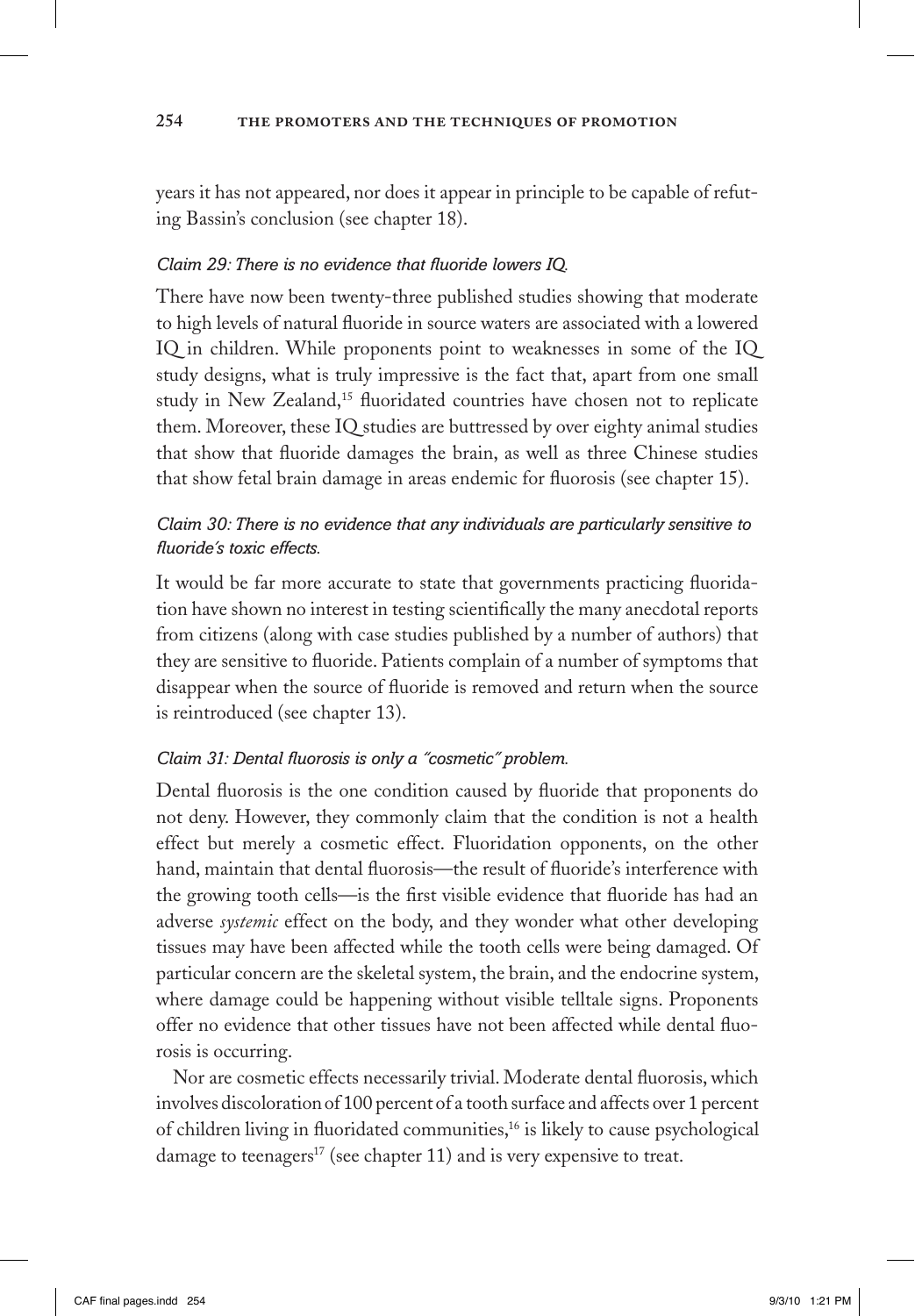years it has not appeared, nor does it appear in principle to be capable of refuting Bassin's conclusion (see chapter 18).

*Claim 29: There is no evidence that fluoride lowers IQ.*

There have now been twenty-three published studies showing that moderate to high levels of natural fluoride in source waters are associated with a lowered IQ in children. While proponents point to weaknesses in some of the IQ study designs, what is truly impressive is the fact that, apart from one small study in New Zealand,[15] fluoridated countries have chosen not to replicate them. Moreover, these IQ studies are buttressed by over eighty animal studies that show that fluoride damages the brain, as well as three Chinese studies that show fetal brain damage in areas endemic for fluorosis (see chapter 15).

*Claim 30: There is no evidence that any individuals are particularly sensitive to fluoride's toxic effects.*

It would be far more accurate to state that governments practicing fluoridation have shown no interest in testing scientifically the many anecdotal reports from citizens (along with case studies published by a number of authors) that they are sensitive to fluoride. Patients complain of a number of symptoms that disappear when the source of fluoride is removed and return when the source is reintroduced (see chapter 13).

*Claim 31: Dental fluorosis is only a "cosmetic" problem.*

Dental fluorosis is the one condition caused by fluoride that proponents do not deny. However, they commonly claim that the condition is not a health effect but merely a cosmetic effect. Fluoridation opponents, on the other hand, maintain that dental fluorosis—the result of fluoride's interference with the growing tooth cells—is the first visible evidence that fluoride has had an adverse *systemic* effect on the body, and they wonder what other developing tissues may have been affected while the tooth cells were being damaged. Of particular concern are the skeletal system, the brain, and the endocrine system, where damage could be happening without visible telltale signs. Proponents offer no evidence that other tissues have not been affected while dental fluorosis is occurring.

Nor are cosmetic effects necessarily trivial. Moderate dental fluorosis, which involves discoloration of 100 percent of a tooth surface and affects over 1 percent of children living in fluoridated communities,[16] is likely to cause psychological damage to teenagers[17] (see chapter 11) and is very expensive to treat.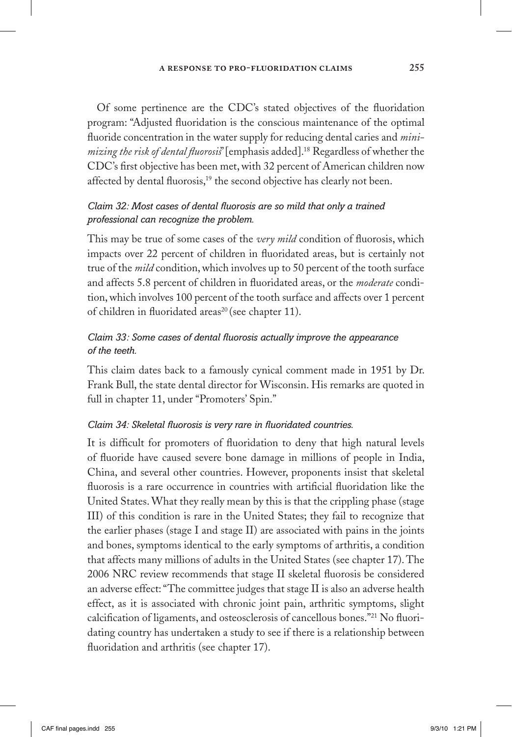Of some pertinence are the CDC's stated objectives of the fluoridation program: "Adjusted fluoridation is the conscious maintenance of the optimal fluoride concentration in the water supply for reducing dental caries and *minimizing the risk of dental fluorosis*" [emphasis added].[18] Regardless of whether the CDC's first objective has been met, with 32 percent of American children now affected by dental fluorosis,[19] the second objective has clearly not been.

### *Claim 32: Most cases of dental fluorosis are so mild that only a trained professional can recognize the problem.*

This may be true of some cases of the *very mild* condition of fluorosis, which impacts over 22 percent of children in fluoridated areas, but is certainly not true of the *mild* condition, which involves up to 50 percent of the tooth surface and affects 5.8 percent of children in fluoridated areas, or the *moderate* condition, which involves 100 percent of the tooth surface and affects over 1 percent of children in fluoridated areas[20] (see chapter 11).

### *Claim 33: Some cases of dental fluorosis actually improve the appearance of the teeth.*

This claim dates back to a famously cynical comment made in 1951 by Dr. Frank Bull, the state dental director for Wisconsin. His remarks are quoted in full in chapter 11, under "Promoters' Spin."

### *Claim 34: Skeletal fluorosis is very rare in fluoridated countries.*

It is difficult for promoters of fluoridation to deny that high natural levels of fluoride have caused severe bone damage in millions of people in India, China, and several other countries. However, proponents insist that skeletal fluorosis is a rare occurrence in countries with artificial fluoridation like the United States. What they really mean by this is that the crippling phase (stage III) of this condition is rare in the United States; they fail to recognize that the earlier phases (stage I and stage II) are associated with pains in the joints and bones, symptoms identical to the early symptoms of arthritis, a condition that affects many millions of adults in the United States (see chapter 17). The 2006 NRC review recommends that stage II skeletal fluorosis be considered an adverse effect: "The committee judges that stage II is also an adverse health effect, as it is associated with chronic joint pain, arthritic symptoms, slight calcification of ligaments, and osteosclerosis of cancellous bones."[21] No fluoridating country has undertaken a study to see if there is a relationship between fluoridation and arthritis (see chapter 17).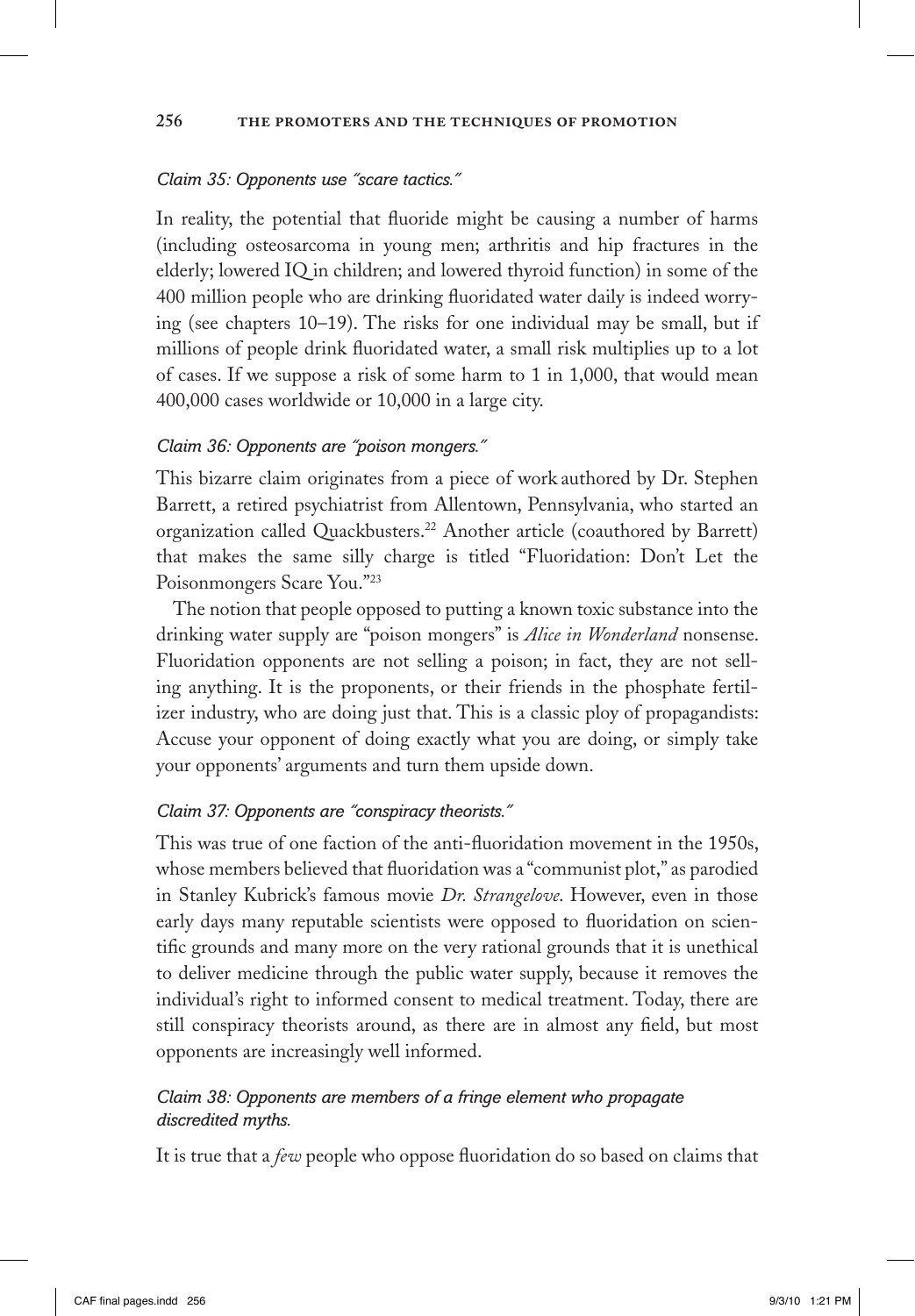*Claim 35: Opponents use "scare tactics."*

In reality, the potential that fluoride might be causing a number of harms (including osteosarcoma in young men; arthritis and hip fractures in the elderly; lowered IQ in children; and lowered thyroid function) in some of the 400 million people who are drinking fluoridated water daily is indeed worrying (see chapters 10–19). The risks for one individual may be small, but if millions of people drink fluoridated water, a small risk multiplies up to a lot of cases. If we suppose a risk of some harm to 1 in 1,000, that would mean 400,000 cases worldwide or 10,000 in a large city.

*Claim 36: Opponents are "poison mongers."*

This bizarre claim originates from a piece of work authored by Dr. Stephen Barrett, a retired psychiatrist from Allentown, Pennsylvania, who started an organization called Quackbusters.[22] Another article (coauthored by Barrett) that makes the same silly charge is titled "Fluoridation: Don't Let the Poisonmongers Scare You."[23]

The notion that people opposed to putting a known toxic substance into the drinking water supply are "poison mongers" is *Alice in Wonderland* nonsense. Fluoridation opponents are not selling a poison; in fact, they are not selling anything. It is the proponents, or their friends in the phosphate fertilizer industry, who are doing just that. This is a classic ploy of propagandists: Accuse your opponent of doing exactly what you are doing, or simply take your opponents' arguments and turn them upside down.

*Claim 37: Opponents are "conspiracy theorists."*

This was true of one faction of the anti-fluoridation movement in the 1950s, whose members believed that fluoridation was a "communist plot," as parodied in Stanley Kubrick's famous movie *Dr. Strangelove*. However, even in those early days many reputable scientists were opposed to fluoridation on scientific grounds and many more on the very rational grounds that it is unethical to deliver medicine through the public water supply, because it removes the individual's right to informed consent to medical treatment. Today, there are still conspiracy theorists around, as there are in almost any field, but most opponents are increasingly well informed.

*Claim 38: Opponents are members of a fringe element who propagate discredited myths.*

It is true that a *few* people who oppose fluoridation do so based on claims that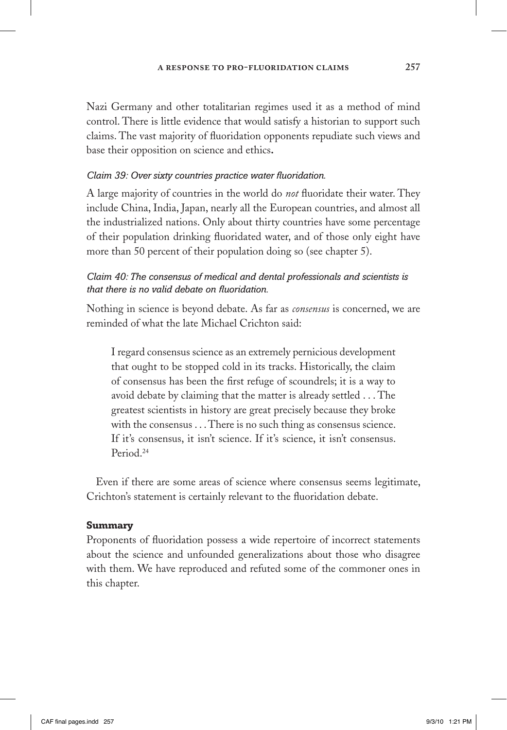Nazi Germany and other totalitarian regimes used it as a method of mind control. There is little evidence that would satisfy a historian to support such claims. The vast majority of fluoridation opponents repudiate such views and base their opposition on science and ethics**.**

*Claim 39: Over sixty countries practice water fluoridation.*

A large majority of countries in the world do *not* fluoridate their water. They include China, India, Japan, nearly all the European countries, and almost all the industrialized nations. Only about thirty countries have some percentage of their population drinking fluoridated water, and of those only eight have more than 50 percent of their population doing so (see chapter 5).

*Claim 40: The consensus of medical and dental professionals and scientists is that there is no valid debate on fluoridation.*

Nothing in science is beyond debate. As far as *consensus* is concerned, we are reminded of what the late Michael Crichton said:

> I regard consensus science as an extremely pernicious development that ought to be stopped cold in its tracks. Historically, the claim of consensus has been the first refuge of scoundrels; it is a way to avoid debate by claiming that the matter is already settled . . . The greatest scientists in history are great precisely because they broke with the consensus . . . There is no such thing as consensus science. If it's consensus, it isn't science. If it's science, it isn't consensus. Period.[24]

Even if there are some areas of science where consensus seems legitimate, Crichton's statement is certainly relevant to the fluoridation debate.

## Summary

Proponents of fluoridation possess a wide repertoire of incorrect statements about the science and unfounded generalizations about those who disagree with them. We have reproduced and refuted some of the commoner ones in this chapter.